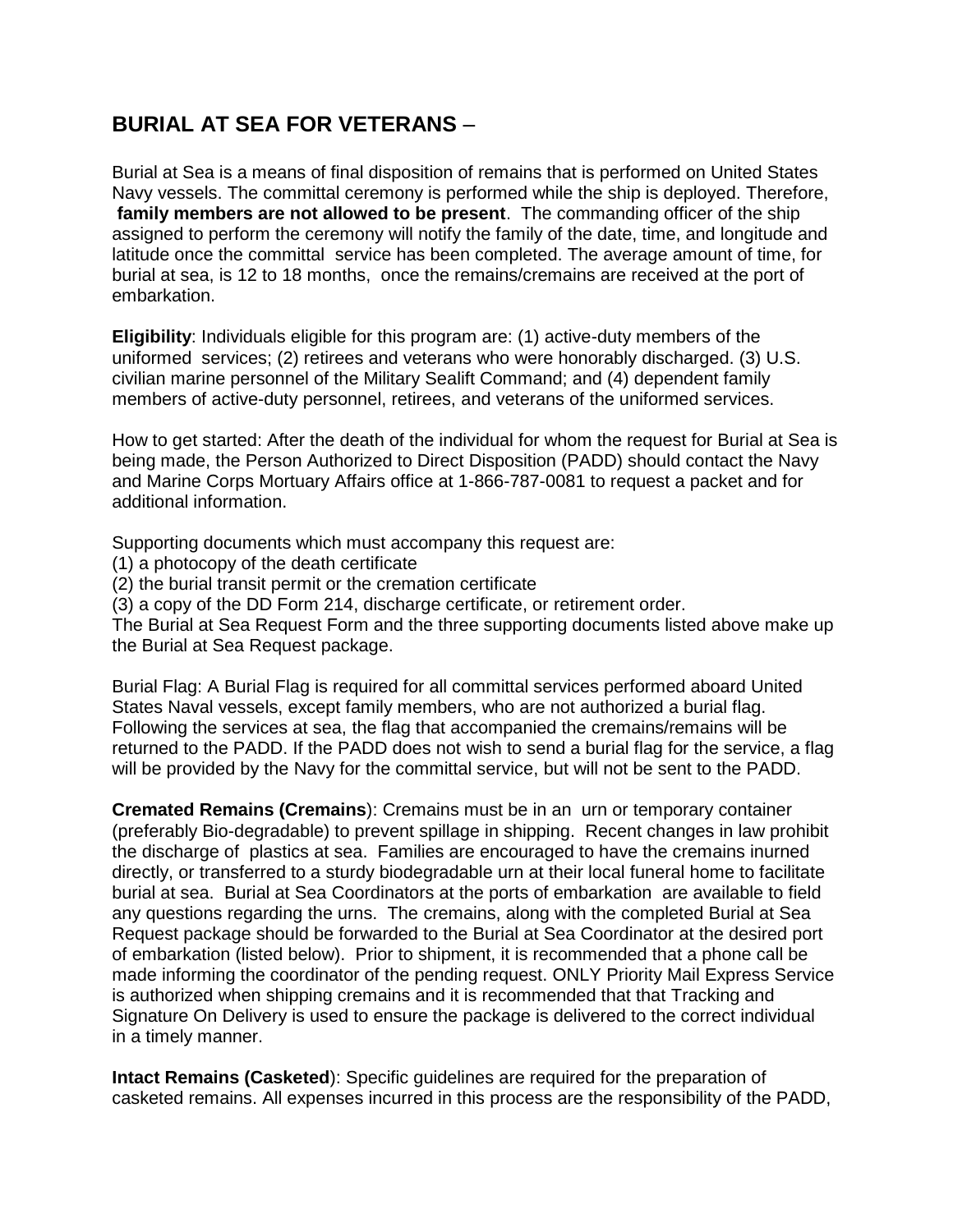## BURIAL AT SEA FOR VETERANS –

Burial at Sea is a means of final disposition of remains that is performed on United States Navy vessels. The committal ceremony is performed while the ship is deployed. Therefore, **family members are not allowed to be present**. The commanding officer of the ship assigned to perform the ceremony will notify the family of the date, time, and longitude and latitude once the committal service has been completed. The average amount of time, for burial at sea, is 12 to 18 months, once the remains/cremains are received at the port of embarkation.

**Eligibility**: Individuals eligible for this program are: (1) active-duty members of the uniformed services; (2) retirees and veterans who were honorably discharged. (3) U.S. civilian marine personnel of the Military Sealift Command; and (4) dependent family members of active-duty personnel, retirees, and veterans of the uniformed services.

How to get started: After the death of the individual for whom the request for Burial at Sea is being made, the Person Authorized to Direct Disposition (PADD) should contact the Navy and Marine Corps Mortuary Affairs office at 1-866-787-0081 to request a packet and for additional information.

Supporting documents which must accompany this request are:
(1) a photocopy of the death certificate
(2) the burial transit permit or the cremation certificate
(3) a copy of the DD Form 214, discharge certificate, or retirement order.
The Burial at Sea Request Form and the three supporting documents listed above make up the Burial at Sea Request package.

Burial Flag: A Burial Flag is required for all committal services performed aboard United States Naval vessels, except family members, who are not authorized a burial flag. Following the services at sea, the flag that accompanied the cremains/remains will be returned to the PADD. If the PADD does not wish to send a burial flag for the service, a flag will be provided by the Navy for the committal service, but will not be sent to the PADD.

**Cremated Remains (Cremains**): Cremains must be in an urn or temporary container (preferably Bio-degradable) to prevent spillage in shipping. Recent changes in law prohibit the discharge of plastics at sea. Families are encouraged to have the cremains inurned directly, or transferred to a sturdy biodegradable urn at their local funeral home to facilitate burial at sea. Burial at Sea Coordinators at the ports of embarkation are available to field any questions regarding the urns. The cremains, along with the completed Burial at Sea Request package should be forwarded to the Burial at Sea Coordinator at the desired port of embarkation (listed below). Prior to shipment, it is recommended that a phone call be made informing the coordinator of the pending request. ONLY Priority Mail Express Service is authorized when shipping cremains and it is recommended that that Tracking and Signature On Delivery is used to ensure the package is delivered to the correct individual in a timely manner.

**Intact Remains (Casketed**): Specific guidelines are required for the preparation of casketed remains. All expenses incurred in this process are the responsibility of the PADD,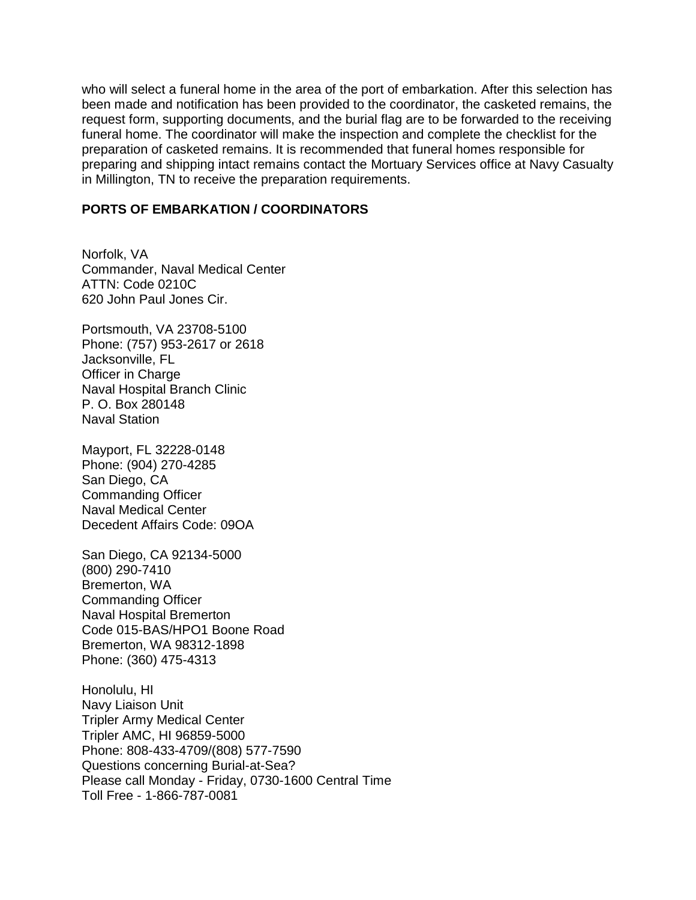who will select a funeral home in the area of the port of embarkation. After this selection has been made and notification has been provided to the coordinator, the casketed remains, the request form, supporting documents, and the burial flag are to be forwarded to the receiving funeral home. The coordinator will make the inspection and complete the checklist for the preparation of casketed remains. It is recommended that funeral homes responsible for preparing and shipping intact remains contact the Mortuary Services office at Navy Casualty in Millington, TN to receive the preparation requirements.

**PORTS OF EMBARKATION / COORDINATORS**

Norfolk, VA
Commander, Naval Medical Center
ATTN: Code 0210C
620 John Paul Jones Cir.

Portsmouth, VA 23708-5100
Phone: (757) 953-2617 or 2618
Jacksonville, FL
Officer in Charge
Naval Hospital Branch Clinic
P. O. Box 280148
Naval Station

Mayport, FL 32228-0148
Phone: (904) 270-4285
San Diego, CA
Commanding Officer
Naval Medical Center
Decedent Affairs Code: 09OA

San Diego, CA 92134-5000
(800) 290-7410
Bremerton, WA
Commanding Officer
Naval Hospital Bremerton
Code 015-BAS/HPO1 Boone Road
Bremerton, WA 98312-1898
Phone: (360) 475-4313

Honolulu, HI
Navy Liaison Unit
Tripler Army Medical Center
Tripler AMC, HI 96859-5000
Phone: 808-433-4709/(808) 577-7590
Questions concerning Burial-at-Sea?
Please call Monday - Friday, 0730-1600 Central Time
Toll Free - 1-866-787-0081